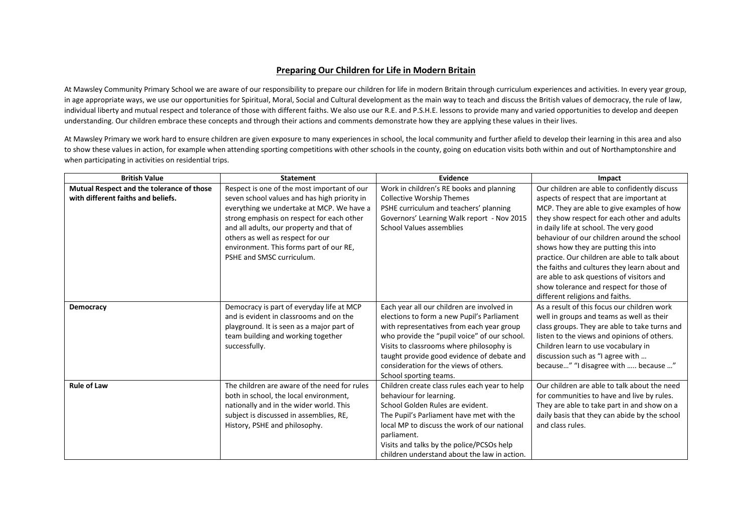## Preparing Our Children for Life in Modern Britain

At Mawsley Community Primary School we are aware of our responsibility to prepare our children for life in modern Britain through curriculum experiences and activities. In every year group, in age appropriate ways, we use our opportunities for Spiritual, Moral, Social and Cultural development as the main way to teach and discuss the British values of democracy, the rule of law, individual liberty and mutual respect and tolerance of those with different faiths. We also use our R.E. and P.S.H.E. lessons to provide many and varied opportunities to develop and deepen understanding. Our children embrace these concepts and through their actions and comments demonstrate how they are applying these values in their lives.

At Mawsley Primary we work hard to ensure children are given exposure to many experiences in school, the local community and further afield to develop their learning in this area and also to show these values in action, for example when attending sporting competitions with other schools in the county, going on education visits both within and out of Northamptonshire and when participating in activities on residential trips.

| British Value | Statement | Evidence | Impact |
| --- | --- | --- | --- |
| **Mutual Respect and the tolerance of those with different faiths and beliefs.** | Respect is one of the most important of our seven school values and has high priority in everything we undertake at MCP. We have a strong emphasis on respect for each other and all adults, our property and that of others as well as respect for our environment. This forms part of our RE, PSHE and SMSC curriculum. | Work in children's RE books and planning<br>Collective Worship Themes<br>PSHE curriculum and teachers' planning<br>Governors' Learning Walk report - Nov 2015<br>School Values assemblies | Our children are able to confidently discuss aspects of respect that are important at MCP. They are able to give examples of how they show respect for each other and adults in daily life at school. The very good behaviour of our children around the school shows how they are putting this into practice. Our children are able to talk about the faiths and cultures they learn about and are able to ask questions of visitors and show tolerance and respect for those of different religions and faiths. |
| **Democracy** | Democracy is part of everyday life at MCP and is evident in classrooms and on the playground. It is seen as a major part of team building and working together successfully. | Each year all our children are involved in elections to form a new Pupil's Parliament with representatives from each year group who provide the "pupil voice" of our school.<br>Visits to classrooms where philosophy is taught provide good evidence of debate and consideration for the views of others.<br>School sporting teams. | As a result of this focus our children work well in groups and teams as well as their class groups. They are able to take turns and listen to the views and opinions of others. Children learn to use vocabulary in discussion such as "I agree with … because…" "I disagree with ….. because …" |
| **Rule of Law** | The children are aware of the need for rules both in school, the local environment, nationally and in the wider world. This subject is discussed in assemblies, RE, History, PSHE and philosophy. | Children create class rules each year to help behaviour for learning.<br>School Golden Rules are evident.<br>The Pupil's Parliament have met with the local MP to discuss the work of our national parliament.<br>Visits and talks by the police/PCSOs help children understand about the law in action. | Our children are able to talk about the need for communities to have and live by rules. They are able to take part in and show on a daily basis that they can abide by the school and class rules. |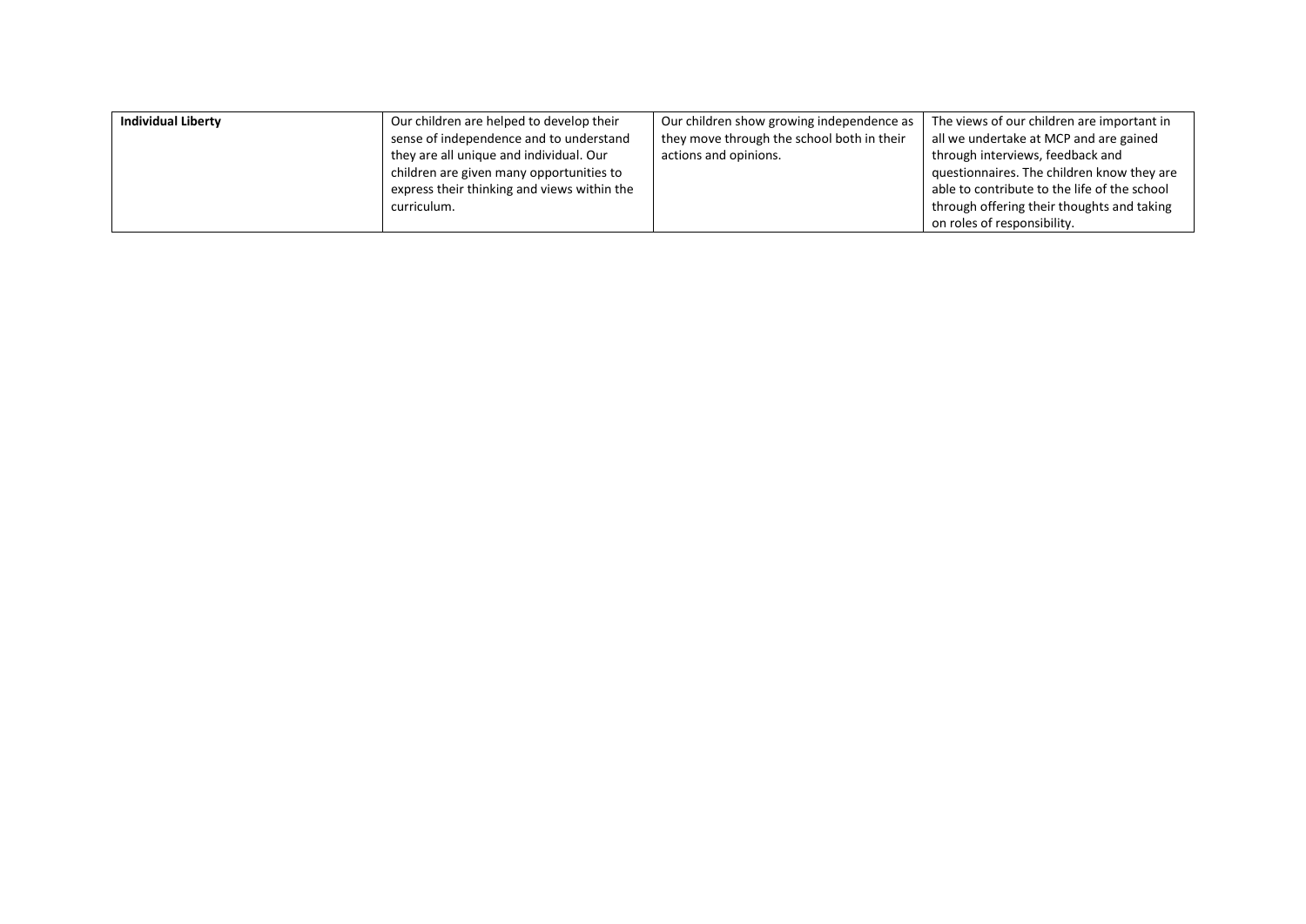| | | | |
|---|---|---|---|
| **Individual Liberty** | Our children are helped to develop their sense of independence and to understand they are all unique and individual. Our children are given many opportunities to express their thinking and views within the curriculum. | Our children show growing independence as they move through the school both in their actions and opinions. | The views of our children are important in all we undertake at MCP and are gained through interviews, feedback and questionnaires. The children know they are able to contribute to the life of the school through offering their thoughts and taking on roles of responsibility. |